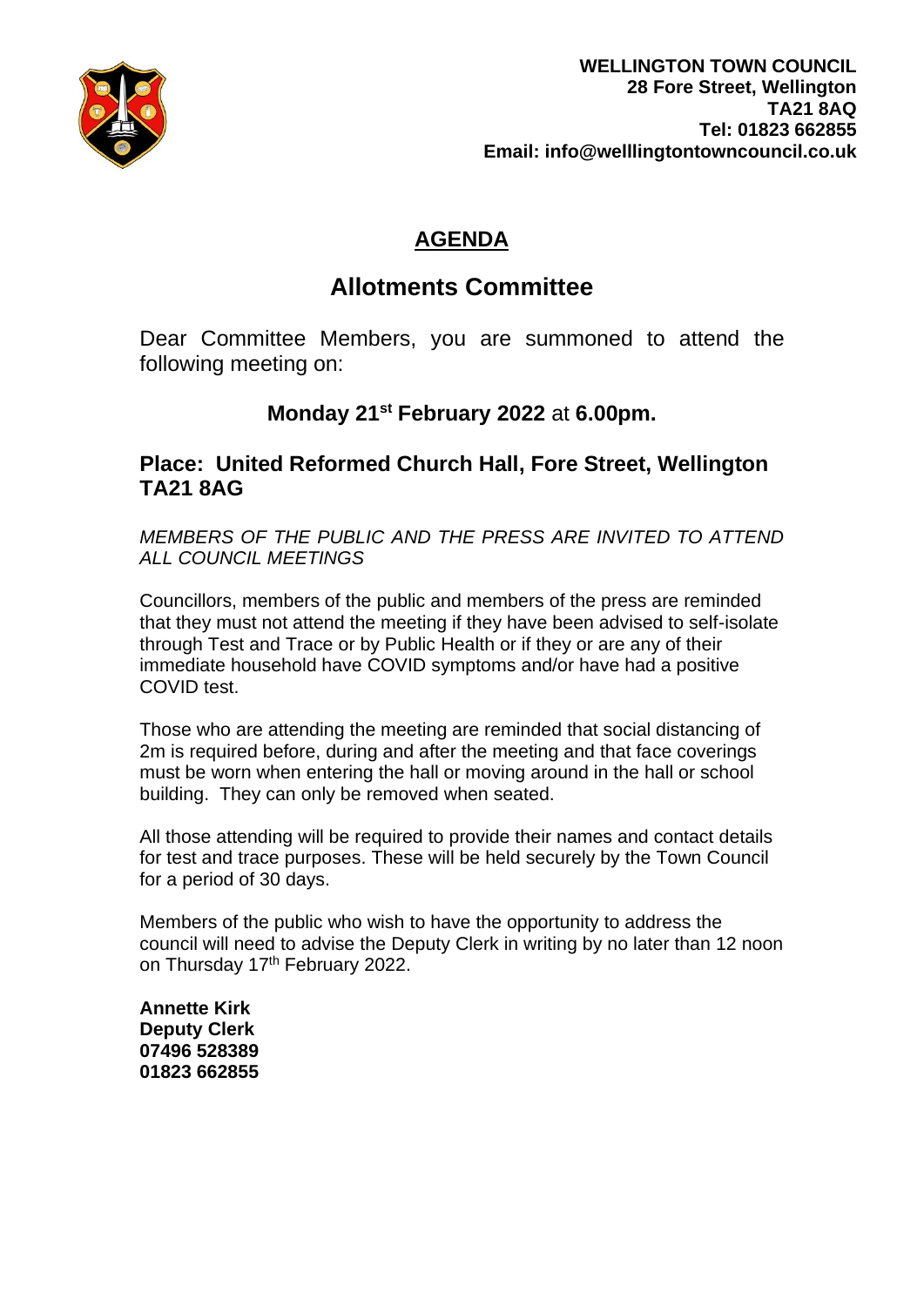**WELLINGTON TOWN COUNCIL**
**28 Fore Street, Wellington**
**TA21 8AQ**
**Tel: 01823 662855**
**Email: info@welllingtontowncouncil.co.uk**

# AGENDA

## Allotments Committee

Dear Committee Members, you are summoned to attend the following meeting on:

### Monday 21st February 2022 at 6.00pm.

### Place: United Reformed Church Hall, Fore Street, Wellington TA21 8AG

*MEMBERS OF THE PUBLIC AND THE PRESS ARE INVITED TO ATTEND ALL COUNCIL MEETINGS*

Councillors, members of the public and members of the press are reminded that they must not attend the meeting if they have been advised to self-isolate through Test and Trace or by Public Health or if they or are any of their immediate household have COVID symptoms and/or have had a positive COVID test.

Those who are attending the meeting are reminded that social distancing of 2m is required before, during and after the meeting and that face coverings must be worn when entering the hall or moving around in the hall or school building. They can only be removed when seated.

All those attending will be required to provide their names and contact details for test and trace purposes. These will be held securely by the Town Council for a period of 30 days.

Members of the public who wish to have the opportunity to address the council will need to advise the Deputy Clerk in writing by no later than 12 noon on Thursday 17th February 2022.

**Annette Kirk**
**Deputy Clerk**
**07496 528389**
**01823 662855**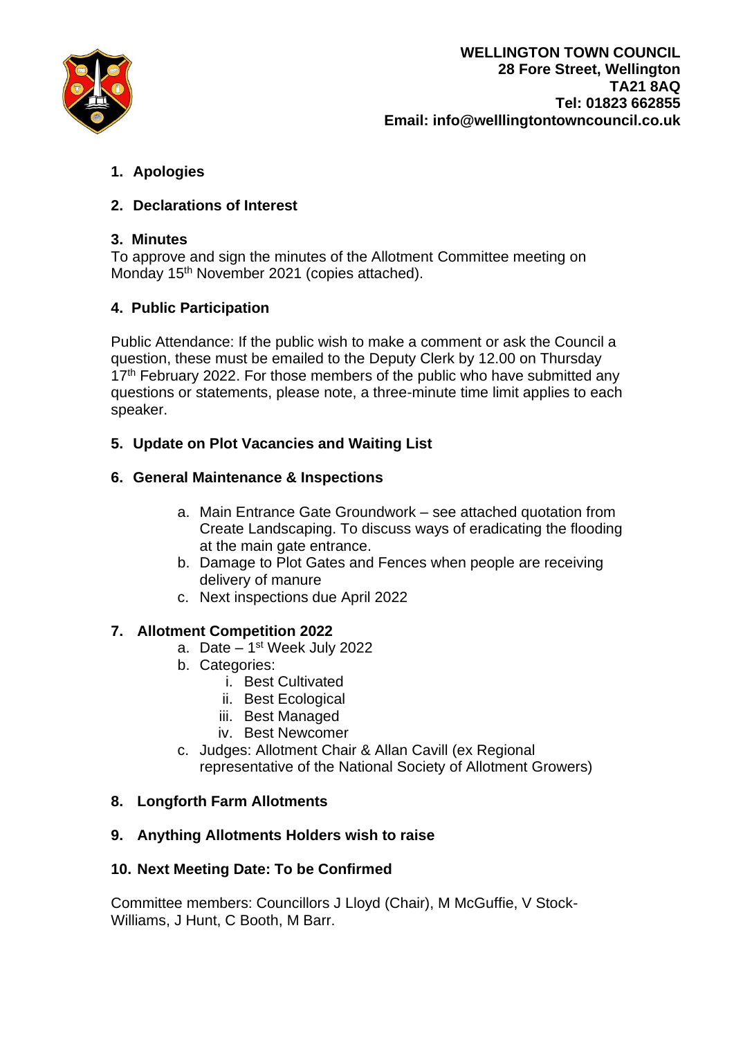**WELLINGTON TOWN COUNCIL**
**28 Fore Street, Wellington**
**TA21 8AQ**
**Tel: 01823 662855**
**Email: info@welllingtontowncouncil.co.uk**

## 1. Apologies

## 2. Declarations of Interest

## 3. Minutes

To approve and sign the minutes of the Allotment Committee meeting on Monday 15th November 2021 (copies attached).

## 4. Public Participation

Public Attendance: If the public wish to make a comment or ask the Council a question, these must be emailed to the Deputy Clerk by 12.00 on Thursday 17th February 2022. For those members of the public who have submitted any questions or statements, please note, a three-minute time limit applies to each speaker.

## 5. Update on Plot Vacancies and Waiting List

## 6. General Maintenance & Inspections

a. Main Entrance Gate Groundwork – see attached quotation from Create Landscaping. To discuss ways of eradicating the flooding at the main gate entrance.
b. Damage to Plot Gates and Fences when people are receiving delivery of manure
c. Next inspections due April 2022

## 7. Allotment Competition 2022

a. Date – 1st Week July 2022
b. Categories:
    i. Best Cultivated
    ii. Best Ecological
    iii. Best Managed
    iv. Best Newcomer
c. Judges: Allotment Chair & Allan Cavill (ex Regional representative of the National Society of Allotment Growers)

## 8. Longforth Farm Allotments

## 9. Anything Allotments Holders wish to raise

## 10. Next Meeting Date: To be Confirmed

Committee members: Councillors J Lloyd (Chair), M McGuffie, V Stock-Williams, J Hunt, C Booth, M Barr.